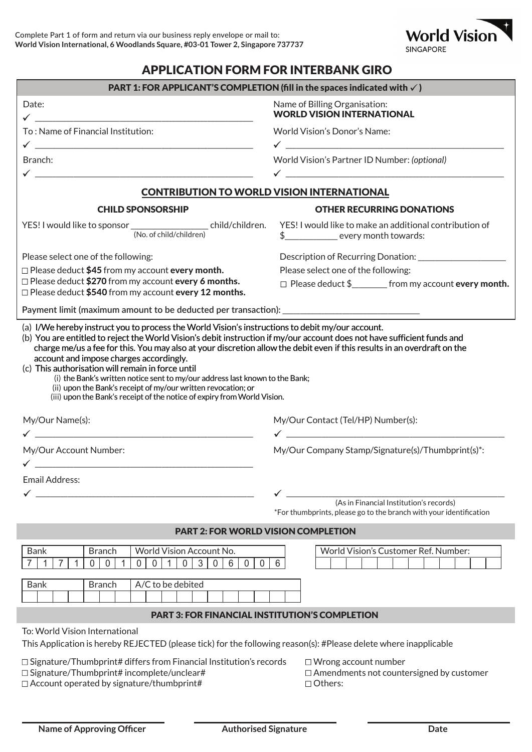Complete Part 1 of form and return via our business reply envelope or mail to:
**World Vision International, 6 Woodlands Square, #03-01 Tower 2, Singapore 737737**

World Vision
SINGAPORE

# APPLICATION FORM FOR INTERBANK GIRO

## PART 1: FOR APPLICANT'S COMPLETION (fill in the spaces indicated with ✓)

Date:
✓ ______________________________

To : Name of Financial Institution:
✓ ______________________________

Branch:
✓ ______________________________

Name of Billing Organisation:
**WORLD VISION INTERNATIONAL**

World Vision's Donor's Name:
✓ ______________________________

World Vision's Partner ID Number: *(optional)*
✓ ______________________________

### CONTRIBUTION TO WORLD VISION INTERNATIONAL

**CHILD SPONSORSHIP**

YES! I would like to sponsor ____________ child/children.
(No. of child/children)

Please select one of the following:

□ Please deduct **$45** from my account **every month.**
□ Please deduct **$270** from my account **every 6 months.**
□ Please deduct **$540** from my account **every 12 months.**

**OTHER RECURRING DONATIONS**

YES! I would like to make an additional contribution of $__________ every month towards:

Description of Recurring Donation: ______________

Please select one of the following:

□ Please deduct $________ from my account **every month.**

Payment limit (maximum amount to be deducted per transaction): ______________________

(a) I/We hereby instruct you to process the World Vision's instructions to debit my/our account.
(b) You are entitled to reject the World Vision's debit instruction if my/our account does not have sufficient funds and charge me/us a fee for this. You may also at your discretion allow the debit even if this results in an overdraft on the account and impose charges accordingly.
(c) This authorisation will remain in force until
   (i) the Bank's written notice sent to my/our address last known to the Bank;
   (ii) upon the Bank's receipt of my/our written revocation; or
   (iii) upon the Bank's receipt of the notice of expiry from World Vision.

My/Our Name(s):
✓ ______________________________

My/Our Account Number:
✓ ______________________________

Email Address:
✓ ______________________________

My/Our Contact (Tel/HP) Number(s):
✓ ______________________________

My/Our Company Stamp/Signature(s)/Thumbprint(s)*:

✓ ______________________________
(As in Financial Institution's records)
*For thumbprints, please go to the branch with your identification

## PART 2: FOR WORLD VISION COMPLETION

| Bank | | | | Branch | | | World Vision Account No. | | | | | | | | | |
|---|---|---|---|---|---|---|---|---|---|---|---|---|---|---|---|---|
| 7 | 1 | 7 | 1 | 0 | 0 | 1 | 0 | 0 | 1 | 0 | 3 | 0 | 6 | 0 | 0 | 6 |

| World Vision's Customer Ref. Number: | | | | | | | | | | | |
|---|---|---|---|---|---|---|---|---|---|---|---|
| | | | | | | | | | | | |

| Bank | | | | Branch | | | A/C to be debited | | | | | | | | | | |
|---|---|---|---|---|---|---|---|---|---|---|---|---|---|---|---|---|---|
| | | | | | | | | | | | | | | | | | |

## PART 3: FOR FINANCIAL INSTITUTION'S COMPLETION

To: World Vision International

This Application is hereby REJECTED (please tick) for the following reason(s): #Please delete where inapplicable

□ Signature/Thumbprint# differs from Financial Institution's records
□ Signature/Thumbprint# incomplete/unclear#
□ Account operated by signature/thumbprint#
□ Wrong account number
□ Amendments not countersigned by customer
□ Others:

**Name of Approving Officer** | **Authorised Signature** | **Date**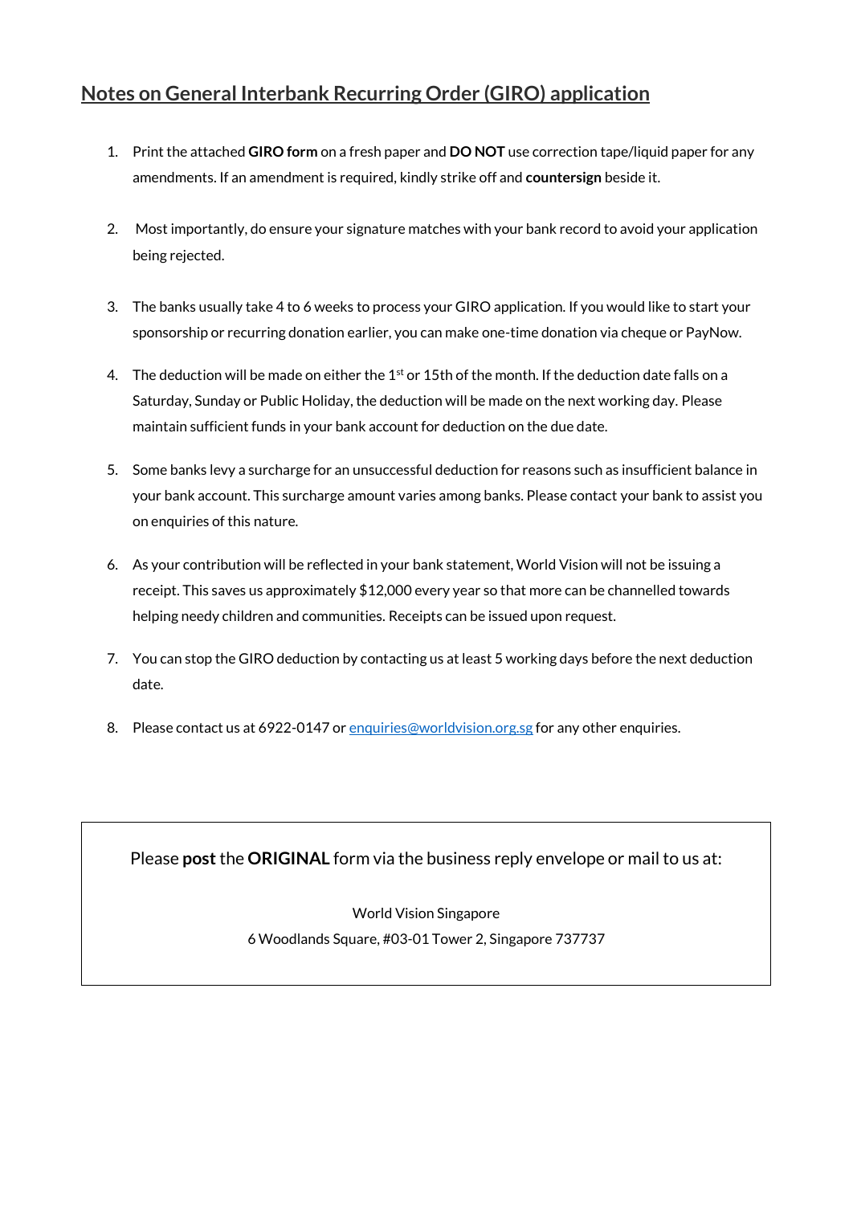## Notes on General Interbank Recurring Order (GIRO) application

1. Print the attached **GIRO form** on a fresh paper and **DO NOT** use correction tape/liquid paper for any amendments. If an amendment is required, kindly strike off and **countersign** beside it.

2. Most importantly, do ensure your signature matches with your bank record to avoid your application being rejected.

3. The banks usually take 4 to 6 weeks to process your GIRO application. If you would like to start your sponsorship or recurring donation earlier, you can make one-time donation via cheque or PayNow.

4. The deduction will be made on either the 1st or 15th of the month. If the deduction date falls on a Saturday, Sunday or Public Holiday, the deduction will be made on the next working day. Please maintain sufficient funds in your bank account for deduction on the due date.

5. Some banks levy a surcharge for an unsuccessful deduction for reasons such as insufficient balance in your bank account. This surcharge amount varies among banks. Please contact your bank to assist you on enquiries of this nature.

6. As your contribution will be reflected in your bank statement, World Vision will not be issuing a receipt. This saves us approximately $12,000 every year so that more can be channelled towards helping needy children and communities. Receipts can be issued upon request.

7. You can stop the GIRO deduction by contacting us at least 5 working days before the next deduction date.

8. Please contact us at 6922-0147 or enquiries@worldvision.org.sg for any other enquiries.

---

Please **post** the **ORIGINAL** form via the business reply envelope or mail to us at:

World Vision Singapore
6 Woodlands Square, #03-01 Tower 2, Singapore 737737